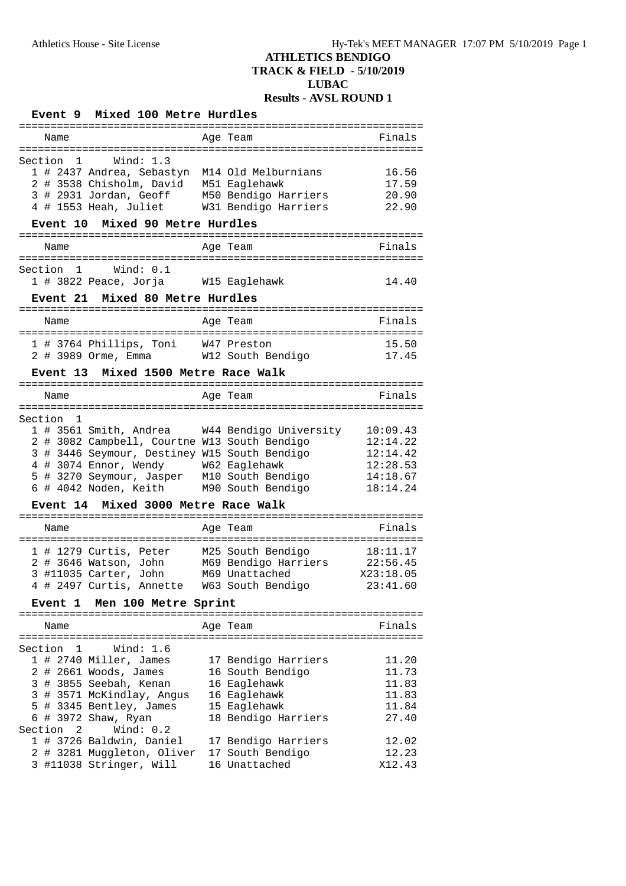# ATHLETICS BENDIGO
## TRACK & FIELD - 5/10/2019
## LUBAC
## Results - AVSL ROUND 1

### Event 9 Mixed 100 Metre Hurdles

**Section 1 Wind: 1.3**

| Place | # | Name | Age | Team | Finals |
|---|---|---|---|---|---|
| 1 | # 2437 | Andrea, Sebastyn | M14 | Old Melburnians | 16.56 |
| 2 | # 3538 | Chisholm, David | M51 | Eaglehawk | 17.59 |
| 3 | # 2931 | Jordan, Geoff | M50 | Bendigo Harriers | 20.90 |
| 4 | # 1553 | Heah, Juliet | W31 | Bendigo Harriers | 22.90 |

### Event 10 Mixed 90 Metre Hurdles

**Section 1 Wind: 0.1**

| Place | # | Name | Age | Team | Finals |
|---|---|---|---|---|---|
| 1 | # 3822 | Peace, Jorja | W15 | Eaglehawk | 14.40 |

### Event 21 Mixed 80 Metre Hurdles

| Place | # | Name | Age | Team | Finals |
|---|---|---|---|---|---|
| 1 | # 3764 | Phillips, Toni | W47 | Preston | 15.50 |
| 2 | # 3989 | Orme, Emma | W12 | South Bendigo | 17.45 |

### Event 13 Mixed 1500 Metre Race Walk

**Section 1**

| Place | # | Name | Age | Team | Finals |
|---|---|---|---|---|---|
| 1 | # 3561 | Smith, Andrea | W44 | Bendigo University | 10:09.43 |
| 2 | # 3082 | Campbell, Courtne | W13 | South Bendigo | 12:14.22 |
| 3 | # 3446 | Seymour, Destiney | W15 | South Bendigo | 12:14.42 |
| 4 | # 3074 | Ennor, Wendy | W62 | Eaglehawk | 12:28.53 |
| 5 | # 3270 | Seymour, Jasper | M10 | South Bendigo | 14:18.67 |
| 6 | # 4042 | Noden, Keith | M90 | South Bendigo | 18:14.24 |

### Event 14 Mixed 3000 Metre Race Walk

| Place | # | Name | Age | Team | Finals |
|---|---|---|---|---|---|
| 1 | # 1279 | Curtis, Peter | M25 | South Bendigo | 18:11.17 |
| 2 | # 3646 | Watson, John | M69 | Bendigo Harriers | 22:56.45 |
| 3 | #11035 | Carter, John | M69 | Unattached | X23:18.05 |
| 4 | # 2497 | Curtis, Annette | W63 | South Bendigo | 23:41.60 |

### Event 1 Men 100 Metre Sprint

**Section 1 Wind: 1.6**

| Place | # | Name | Age | Team | Finals |
|---|---|---|---|---|---|
| 1 | # 2740 | Miller, James | 17 | Bendigo Harriers | 11.20 |
| 2 | # 2661 | Woods, James | 16 | South Bendigo | 11.73 |
| 3 | # 3855 | Seebah, Kenan | 16 | Eaglehawk | 11.83 |
| 3 | # 3571 | McKindlay, Angus | 16 | Eaglehawk | 11.83 |
| 5 | # 3345 | Bentley, James | 15 | Eaglehawk | 11.84 |
| 6 | # 3972 | Shaw, Ryan | 18 | Bendigo Harriers | 27.40 |

**Section 2 Wind: 0.2**

| Place | # | Name | Age | Team | Finals |
|---|---|---|---|---|---|
| 1 | # 3726 | Baldwin, Daniel | 17 | Bendigo Harriers | 12.02 |
| 2 | # 3281 | Muggleton, Oliver | 17 | South Bendigo | 12.23 |
| 3 | #11038 | Stringer, Will | 16 | Unattached | X12.43 |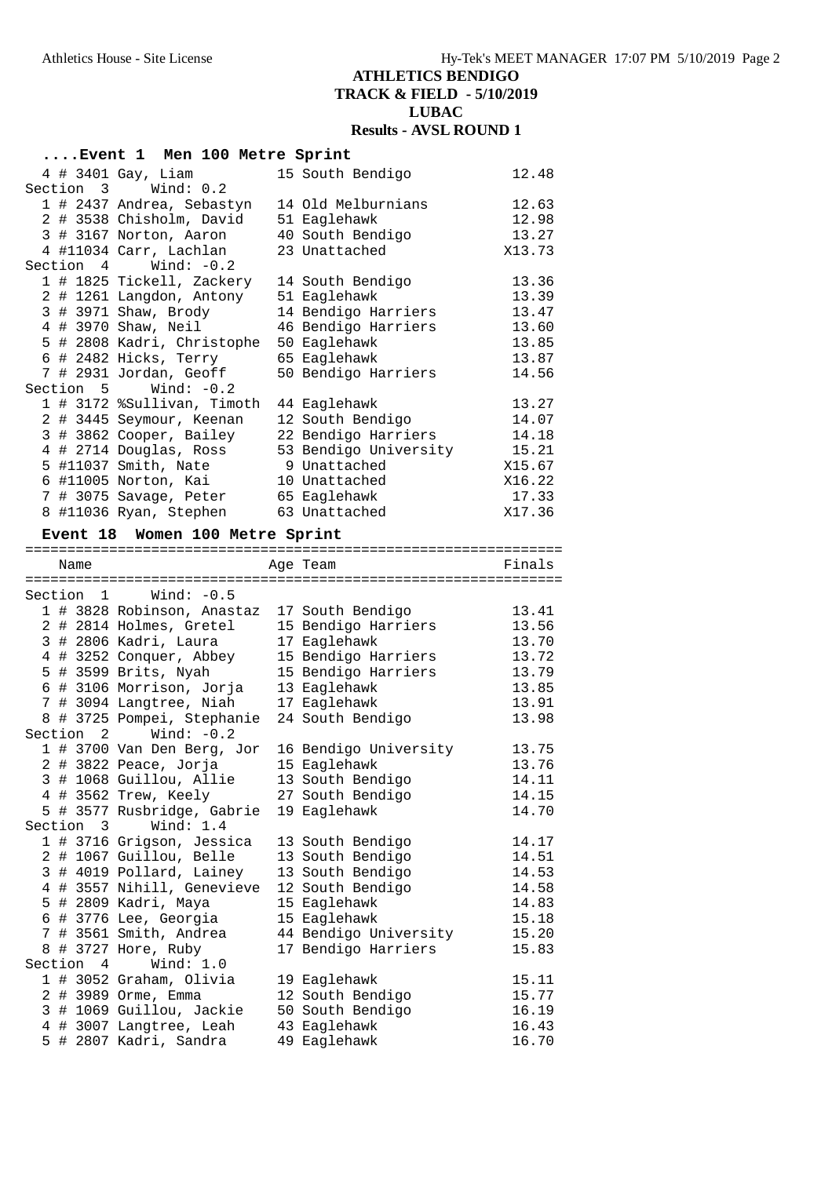# ATHLETICS BENDIGO
## TRACK & FIELD - 5/10/2019
## LUBAC
## Results - AVSL ROUND 1

### ....Event 1 Men 100 Metre Sprint

```
  4 # 3401 Gay, Liam            15 South Bendigo           12.48
Section  3    Wind: 0.2
  1 # 2437 Andrea, Sebastyn   14 Old Melburnians         12.63
  2 # 3538 Chisholm, David    51 Eaglehawk               12.98
  3 # 3167 Norton, Aaron      40 South Bendigo           13.27
  4 #11034 Carr, Lachlan      23 Unattached             X13.73
Section  4    Wind: -0.2
  1 # 1825 Tickell, Zackery   14 South Bendigo           13.36
  2 # 1261 Langdon, Antony    51 Eaglehawk               13.39
  3 # 3971 Shaw, Brody        14 Bendigo Harriers        13.47
  4 # 3970 Shaw, Neil         46 Bendigo Harriers        13.60
  5 # 2808 Kadri, Christophe  50 Eaglehawk               13.85
  6 # 2482 Hicks, Terry       65 Eaglehawk               13.87
  7 # 2931 Jordan, Geoff      50 Bendigo Harriers        14.56
Section  5    Wind: -0.2
  1 # 3172 %Sullivan, Timoth  44 Eaglehawk               13.27
  2 # 3445 Seymour, Keenan    12 South Bendigo           14.07
  3 # 3862 Cooper, Bailey     22 Bendigo Harriers        14.18
  4 # 2714 Douglas, Ross      53 Bendigo University      15.21
  5 #11037 Smith, Nate         9 Unattached             X15.67
  6 #11005 Norton, Kai        10 Unattached             X16.22
  7 # 3075 Savage, Peter      65 Eaglehawk               17.33
  8 #11036 Ryan, Stephen      63 Unattached             X17.36
```

### Event 18 Women 100 Metre Sprint

```
================================================================
    Name                    Age Team                    Finals
================================================================
Section  1    Wind: -0.5
  1 # 3828 Robinson, Anastaz  17 South Bendigo           13.41
  2 # 2814 Holmes, Gretel     15 Bendigo Harriers        13.56
  3 # 2806 Kadri, Laura       17 Eaglehawk               13.70
  4 # 3252 Conquer, Abbey     15 Bendigo Harriers        13.72
  5 # 3599 Brits, Nyah        15 Bendigo Harriers        13.79
  6 # 3106 Morrison, Jorja    13 Eaglehawk               13.85
  7 # 3094 Langtree, Niah     17 Eaglehawk               13.91
  8 # 3725 Pompei, Stephanie  24 South Bendigo           13.98
Section  2    Wind: -0.2
  1 # 3700 Van Den Berg, Jor  16 Bendigo University      13.75
  2 # 3822 Peace, Jorja       15 Eaglehawk               13.76
  3 # 1068 Guillou, Allie     13 South Bendigo           14.11
  4 # 3562 Trew, Keely        27 South Bendigo           14.15
  5 # 3577 Rusbridge, Gabrie  19 Eaglehawk               14.70
Section  3    Wind: 1.4
  1 # 3716 Grigson, Jessica   13 South Bendigo           14.17
  2 # 1067 Guillou, Belle     13 South Bendigo           14.51
  3 # 4019 Pollard, Lainey    13 South Bendigo           14.53
  4 # 3557 Nihill, Genevieve  12 South Bendigo           14.58
  5 # 2809 Kadri, Maya        15 Eaglehawk               14.83
  6 # 3776 Lee, Georgia       15 Eaglehawk               15.18
  7 # 3561 Smith, Andrea      44 Bendigo University      15.20
  8 # 3727 Hore, Ruby         17 Bendigo Harriers        15.83
Section  4    Wind: 1.0
  1 # 3052 Graham, Olivia     19 Eaglehawk               15.11
  2 # 3989 Orme, Emma         12 South Bendigo           15.77
  3 # 1069 Guillou, Jackie    50 South Bendigo           16.19
  4 # 3007 Langtree, Leah     43 Eaglehawk               16.43
  5 # 2807 Kadri, Sandra      49 Eaglehawk               16.70
```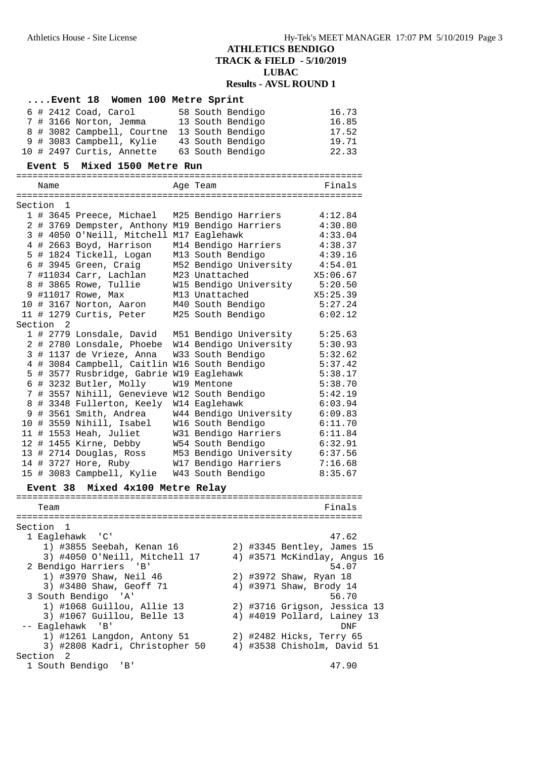## ATHLETICS BENDIGO
## TRACK & FIELD - 5/10/2019
## LUBAC
## Results - AVSL ROUND 1

### ....Event 18 Women 100 Metre Sprint

| | Name | Age | Team | Finals |
|---|---|---|---|---|
| 6 | # 2412 Coad, Carol | 58 | South Bendigo | 16.73 |
| 7 | # 3166 Norton, Jemma | 13 | South Bendigo | 16.85 |
| 8 | # 3082 Campbell, Courtne | 13 | South Bendigo | 17.52 |
| 9 | # 3083 Campbell, Kylie | 43 | South Bendigo | 19.71 |
| 10 | # 2497 Curtis, Annette | 63 | South Bendigo | 22.33 |

### Event 5 Mixed 1500 Metre Run

**Section 1**

| | Name | Age | Team | Finals |
|---|---|---|---|---|
| 1 | # 3645 Preece, Michael | M25 | Bendigo Harriers | 4:12.84 |
| 2 | # 3769 Dempster, Anthony | M19 | Bendigo Harriers | 4:30.80 |
| 3 | # 4050 O'Neill, Mitchell | M17 | Eaglehawk | 4:33.04 |
| 4 | # 2663 Boyd, Harrison | M14 | Bendigo Harriers | 4:38.37 |
| 5 | # 1824 Tickell, Logan | M13 | South Bendigo | 4:39.16 |
| 6 | # 3945 Green, Craig | M52 | Bendigo University | 4:54.01 |
| 7 | #11034 Carr, Lachlan | M23 | Unattached | X5:06.67 |
| 8 | # 3865 Rowe, Tullie | W15 | Bendigo University | 5:20.50 |
| 9 | #11017 Rowe, Max | M13 | Unattached | X5:25.39 |
| 10 | # 3167 Norton, Aaron | M40 | South Bendigo | 5:27.24 |
| 11 | # 1279 Curtis, Peter | M25 | South Bendigo | 6:02.12 |

**Section 2**

| | Name | Age | Team | Finals |
|---|---|---|---|---|
| 1 | # 2779 Lonsdale, David | M51 | Bendigo University | 5:25.63 |
| 2 | # 2780 Lonsdale, Phoebe | W14 | Bendigo University | 5:30.93 |
| 3 | # 1137 de Vrieze, Anna | W33 | South Bendigo | 5:32.62 |
| 4 | # 3084 Campbell, Caitlin | W16 | South Bendigo | 5:37.42 |
| 5 | # 3577 Rusbridge, Gabrie | W19 | Eaglehawk | 5:38.17 |
| 6 | # 3232 Butler, Molly | W19 | Mentone | 5:38.70 |
| 7 | # 3557 Nihill, Genevieve | W12 | South Bendigo | 5:42.19 |
| 8 | # 3348 Fullerton, Keely | W14 | Eaglehawk | 6:03.94 |
| 9 | # 3561 Smith, Andrea | W44 | Bendigo University | 6:09.83 |
| 10 | # 3559 Nihill, Isabel | W16 | South Bendigo | 6:11.70 |
| 11 | # 1553 Heah, Juliet | W31 | Bendigo Harriers | 6:11.84 |
| 12 | # 1455 Kirne, Debby | W54 | South Bendigo | 6:32.91 |
| 13 | # 2714 Douglas, Ross | M53 | Bendigo University | 6:37.56 |
| 14 | # 3727 Hore, Ruby | W17 | Bendigo Harriers | 7:16.68 |
| 15 | # 3083 Campbell, Kylie | W43 | South Bendigo | 8:35.67 |

### Event 38 Mixed 4x100 Metre Relay

**Section 1**

| Team | Finals |
|---|---|
| 1 Eaglehawk 'C' | 47.62 |
| 1) #3855 Seebah, Kenan 16; 2) #3345 Bentley, James 15; 3) #4050 O'Neill, Mitchell 17; 4) #3571 McKindlay, Angus 16 | |
| 2 Bendigo Harriers 'B' | 54.07 |
| 1) #3970 Shaw, Neil 46; 2) #3972 Shaw, Ryan 18; 3) #3480 Shaw, Geoff 71; 4) #3971 Shaw, Brody 14 | |
| 3 South Bendigo 'A' | 56.70 |
| 1) #1068 Guillou, Allie 13; 2) #3716 Grigson, Jessica 13; 3) #1067 Guillou, Belle 13; 4) #4019 Pollard, Lainey 13 | |
| -- Eaglehawk 'B' | DNF |
| 1) #1261 Langdon, Antony 51; 2) #2482 Hicks, Terry 65; 3) #2808 Kadri, Christopher 50; 4) #3538 Chisholm, David 51 | |

**Section 2**

| Team | Finals |
|---|---|
| 1 South Bendigo 'B' | 47.90 |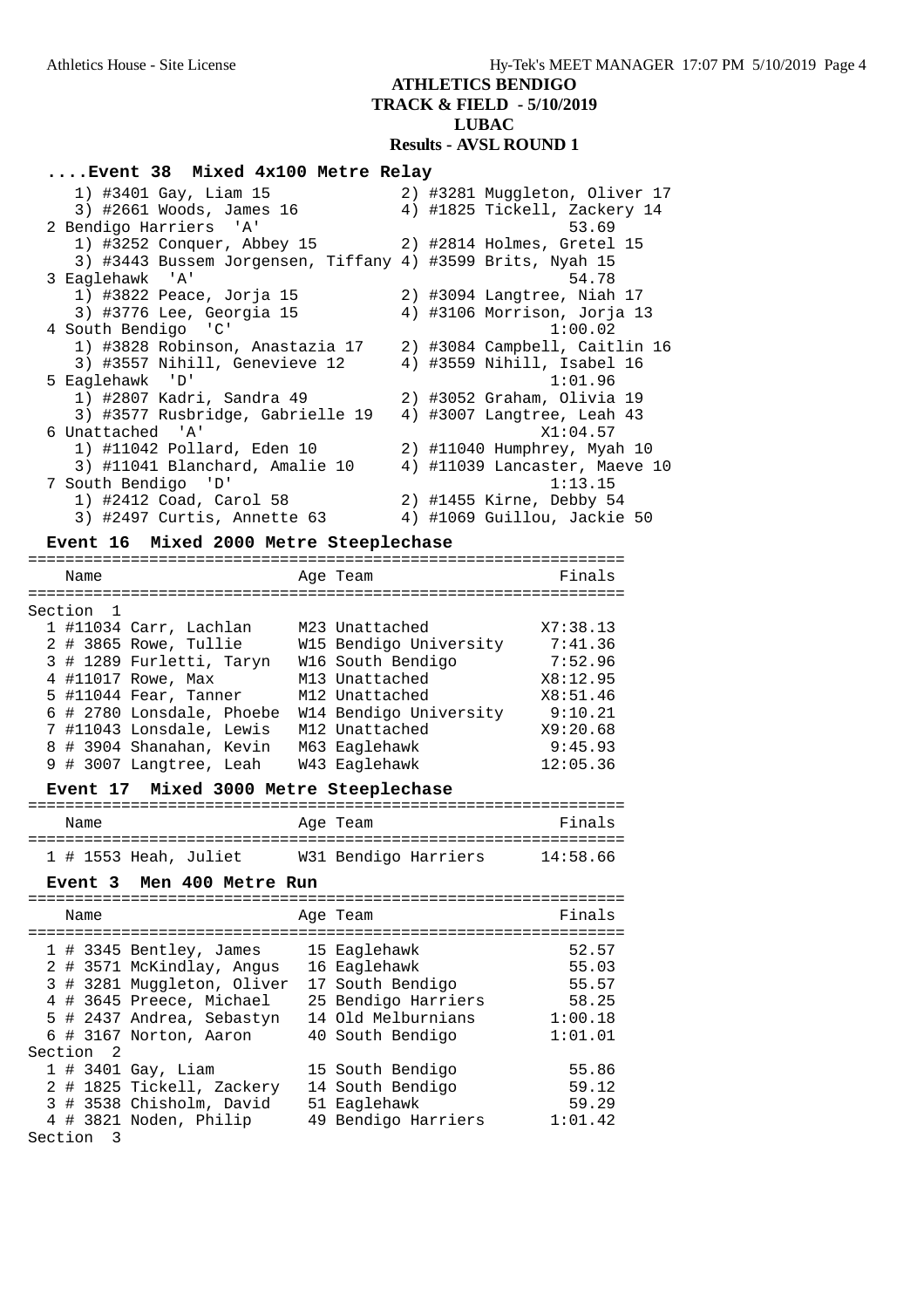# ATHLETICS BENDIGO
## TRACK & FIELD - 5/10/2019
## LUBAC
## Results - AVSL ROUND 1

### ....Event 38 Mixed 4x100 Metre Relay

```
    1) #3401 Gay, Liam 15              2) #3281 Muggleton, Oliver 17
    3) #2661 Woods, James 16           4) #1825 Tickell, Zackery 14
  2 Bendigo Harriers  'A'                                  53.69
    1) #3252 Conquer, Abbey 15         2) #2814 Holmes, Gretel 15
    3) #3443 Bussem Jorgensen, Tiffany 4) #3599 Brits, Nyah 15
  3 Eaglehawk  'A'                                         54.78
    1) #3822 Peace, Jorja 15           2) #3094 Langtree, Niah 17
    3) #3776 Lee, Georgia 15           4) #3106 Morrison, Jorja 13
  4 South Bendigo  'C'                                   1:00.02
    1) #3828 Robinson, Anastazia 17    2) #3084 Campbell, Caitlin 16
    3) #3557 Nihill, Genevieve 12      4) #3559 Nihill, Isabel 16
  5 Eaglehawk  'D'                                       1:01.96
    1) #2807 Kadri, Sandra 49          2) #3052 Graham, Olivia 19
    3) #3577 Rusbridge, Gabrielle 19   4) #3007 Langtree, Leah 43
  6 Unattached  'A'                                     X1:04.57
    1) #11042 Pollard, Eden 10         2) #11040 Humphrey, Myah 10
    3) #11041 Blanchard, Amalie 10     4) #11039 Lancaster, Maeve 10
  7 South Bendigo  'D'                                   1:13.15
    1) #2412 Coad, Carol 58            2) #1455 Kirne, Debby 54
    3) #2497 Curtis, Annette 63        4) #1069 Guillou, Jackie 50
```

### Event 16 Mixed 2000 Metre Steeplechase

| Name | Age Team | Finals |
|---|---|---|
| **Section 1** | | |
| 1 #11034 Carr, Lachlan | M23 Unattached | X7:38.13 |
| 2 # 3865 Rowe, Tullie | W15 Bendigo University | 7:41.36 |
| 3 # 1289 Furletti, Taryn | W16 South Bendigo | 7:52.96 |
| 4 #11017 Rowe, Max | M13 Unattached | X8:12.95 |
| 5 #11044 Fear, Tanner | M12 Unattached | X8:51.46 |
| 6 # 2780 Lonsdale, Phoebe | W14 Bendigo University | 9:10.21 |
| 7 #11043 Lonsdale, Lewis | M12 Unattached | X9:20.68 |
| 8 # 3904 Shanahan, Kevin | M63 Eaglehawk | 9:45.93 |
| 9 # 3007 Langtree, Leah | W43 Eaglehawk | 12:05.36 |

### Event 17 Mixed 3000 Metre Steeplechase

| Name | Age Team | Finals |
|---|---|---|
| 1 # 1553 Heah, Juliet | W31 Bendigo Harriers | 14:58.66 |

### Event 3 Men 400 Metre Run

| Name | Age Team | Finals |
|---|---|---|
| 1 # 3345 Bentley, James | 15 Eaglehawk | 52.57 |
| 2 # 3571 McKindlay, Angus | 16 Eaglehawk | 55.03 |
| 3 # 3281 Muggleton, Oliver | 17 South Bendigo | 55.57 |
| 4 # 3645 Preece, Michael | 25 Bendigo Harriers | 58.25 |
| 5 # 2437 Andrea, Sebastyn | 14 Old Melburnians | 1:00.18 |
| 6 # 3167 Norton, Aaron | 40 South Bendigo | 1:01.01 |
| **Section 2** | | |
| 1 # 3401 Gay, Liam | 15 South Bendigo | 55.86 |
| 2 # 1825 Tickell, Zackery | 14 South Bendigo | 59.12 |
| 3 # 3538 Chisholm, David | 51 Eaglehawk | 59.29 |
| 4 # 3821 Noden, Philip | 49 Bendigo Harriers | 1:01.42 |

Section 3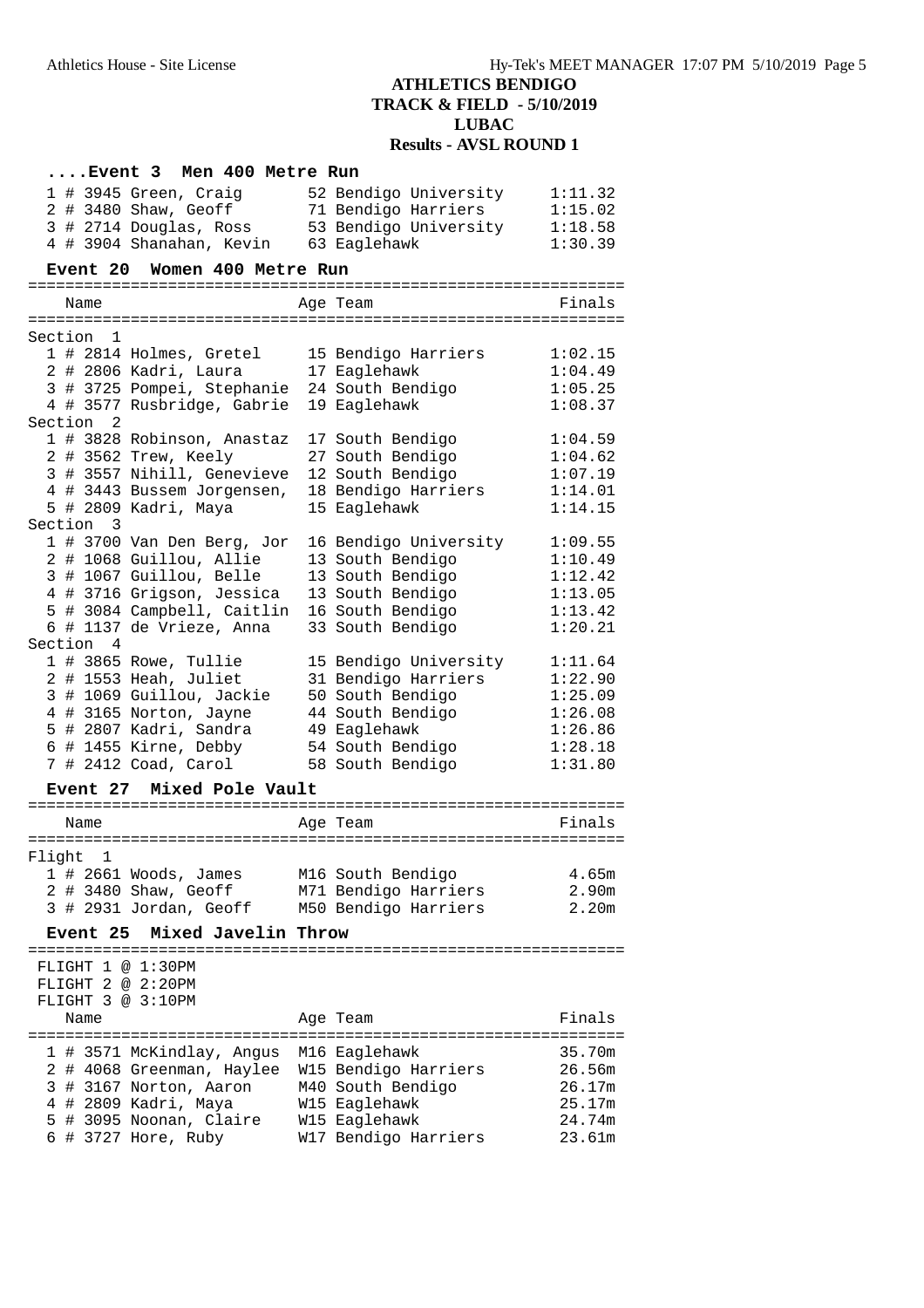## ATHLETICS BENDIGO
## TRACK & FIELD - 5/10/2019
## LUBAC
## Results - AVSL ROUND 1

### ....Event 3 Men 400 Metre Run

| Place | # | Name | Age | Team | Finals |
|---|---|---|---|---|---|
| 1 | # 3945 | Green, Craig | 52 | Bendigo University | 1:11.32 |
| 2 | # 3480 | Shaw, Geoff | 71 | Bendigo Harriers | 1:15.02 |
| 3 | # 2714 | Douglas, Ross | 53 | Bendigo University | 1:18.58 |
| 4 | # 3904 | Shanahan, Kevin | 63 | Eaglehawk | 1:30.39 |

### Event 20 Women 400 Metre Run

| Place | # | Name | Age | Team | Finals |
|---|---|---|---|---|---|
| **Section 1** | | | | | |
| 1 | # 2814 | Holmes, Gretel | 15 | Bendigo Harriers | 1:02.15 |
| 2 | # 2806 | Kadri, Laura | 17 | Eaglehawk | 1:04.49 |
| 3 | # 3725 | Pompei, Stephanie | 24 | South Bendigo | 1:05.25 |
| 4 | # 3577 | Rusbridge, Gabrie | 19 | Eaglehawk | 1:08.37 |
| **Section 2** | | | | | |
| 1 | # 3828 | Robinson, Anastaz | 17 | South Bendigo | 1:04.59 |
| 2 | # 3562 | Trew, Keely | 27 | South Bendigo | 1:04.62 |
| 3 | # 3557 | Nihill, Genevieve | 12 | South Bendigo | 1:07.19 |
| 4 | # 3443 | Bussem Jorgensen, | 18 | Bendigo Harriers | 1:14.01 |
| 5 | # 2809 | Kadri, Maya | 15 | Eaglehawk | 1:14.15 |
| **Section 3** | | | | | |
| 1 | # 3700 | Van Den Berg, Jor | 16 | Bendigo University | 1:09.55 |
| 2 | # 1068 | Guillou, Allie | 13 | South Bendigo | 1:10.49 |
| 3 | # 1067 | Guillou, Belle | 13 | South Bendigo | 1:12.42 |
| 4 | # 3716 | Grigson, Jessica | 13 | South Bendigo | 1:13.05 |
| 5 | # 3084 | Campbell, Caitlin | 16 | South Bendigo | 1:13.42 |
| 6 | # 1137 | de Vrieze, Anna | 33 | South Bendigo | 1:20.21 |
| **Section 4** | | | | | |
| 1 | # 3865 | Rowe, Tullie | 15 | Bendigo University | 1:11.64 |
| 2 | # 1553 | Heah, Juliet | 31 | Bendigo Harriers | 1:22.90 |
| 3 | # 1069 | Guillou, Jackie | 50 | South Bendigo | 1:25.09 |
| 4 | # 3165 | Norton, Jayne | 44 | South Bendigo | 1:26.08 |
| 5 | # 2807 | Kadri, Sandra | 49 | Eaglehawk | 1:26.86 |
| 6 | # 1455 | Kirne, Debby | 54 | South Bendigo | 1:28.18 |
| 7 | # 2412 | Coad, Carol | 58 | South Bendigo | 1:31.80 |

### Event 27 Mixed Pole Vault

| Place | # | Name | Age | Team | Finals |
|---|---|---|---|---|---|
| **Flight 1** | | | | | |
| 1 | # 2661 | Woods, James | M16 | South Bendigo | 4.65m |
| 2 | # 3480 | Shaw, Geoff | M71 | Bendigo Harriers | 2.90m |
| 3 | # 2931 | Jordan, Geoff | M50 | Bendigo Harriers | 2.20m |

### Event 25 Mixed Javelin Throw

FLIGHT 1 @ 1:30PM
FLIGHT 2 @ 2:20PM
FLIGHT 3 @ 3:10PM

| Place | # | Name | Age | Team | Finals |
|---|---|---|---|---|---|
| 1 | # 3571 | McKindlay, Angus | M16 | Eaglehawk | 35.70m |
| 2 | # 4068 | Greenman, Haylee | W15 | Bendigo Harriers | 26.56m |
| 3 | # 3167 | Norton, Aaron | M40 | South Bendigo | 26.17m |
| 4 | # 2809 | Kadri, Maya | W15 | Eaglehawk | 25.17m |
| 5 | # 3095 | Noonan, Claire | W15 | Eaglehawk | 24.74m |
| 6 | # 3727 | Hore, Ruby | W17 | Bendigo Harriers | 23.61m |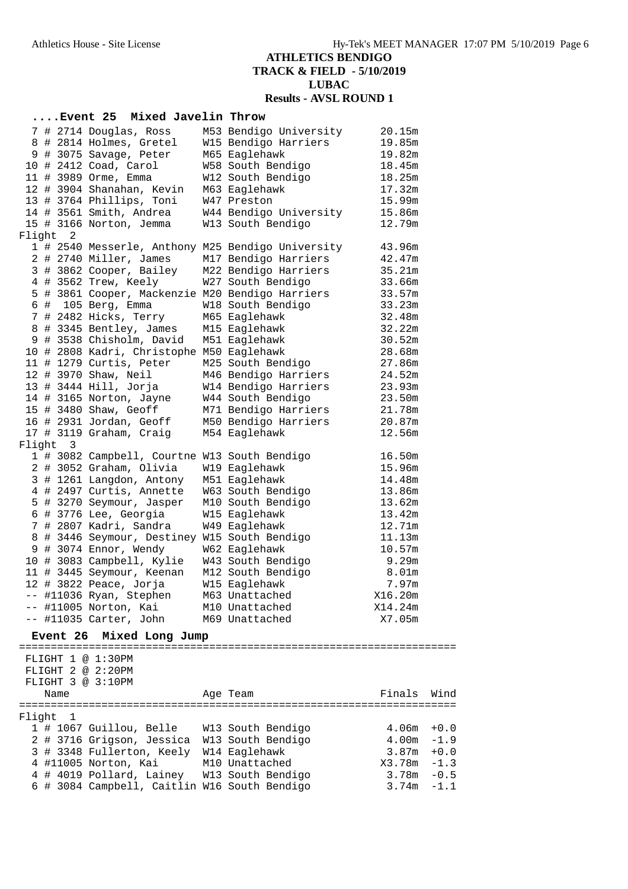# ATHLETICS BENDIGO
## TRACK & FIELD - 5/10/2019
## LUBAC
## Results - AVSL ROUND 1

### ....Event 25 Mixed Javelin Throw

| Place | # | Comp# | Name | Age | Team | Finals |
|---|---|---|---|---|---|---|
| 7 | # | 2714 | Douglas, Ross | M53 | Bendigo University | 20.15m |
| 8 | # | 2814 | Holmes, Gretel | W15 | Bendigo Harriers | 19.85m |
| 9 | # | 3075 | Savage, Peter | M65 | Eaglehawk | 19.82m |
| 10 | # | 2412 | Coad, Carol | W58 | South Bendigo | 18.45m |
| 11 | # | 3989 | Orme, Emma | W12 | South Bendigo | 18.25m |
| 12 | # | 3904 | Shanahan, Kevin | M63 | Eaglehawk | 17.32m |
| 13 | # | 3764 | Phillips, Toni | W47 | Preston | 15.99m |
| 14 | # | 3561 | Smith, Andrea | W44 | Bendigo University | 15.86m |
| 15 | # | 3166 | Norton, Jemma | W13 | South Bendigo | 12.79m |
| **Flight 2** | | | | | | |
| 1 | # | 2540 | Messerle, Anthony | M25 | Bendigo University | 43.96m |
| 2 | # | 2740 | Miller, James | M17 | Bendigo Harriers | 42.47m |
| 3 | # | 3862 | Cooper, Bailey | M22 | Bendigo Harriers | 35.21m |
| 4 | # | 3562 | Trew, Keely | W27 | South Bendigo | 33.66m |
| 5 | # | 3861 | Cooper, Mackenzie | M20 | Bendigo Harriers | 33.57m |
| 6 | # | 105 | Berg, Emma | W18 | South Bendigo | 33.23m |
| 7 | # | 2482 | Hicks, Terry | M65 | Eaglehawk | 32.48m |
| 8 | # | 3345 | Bentley, James | M15 | Eaglehawk | 32.22m |
| 9 | # | 3538 | Chisholm, David | M51 | Eaglehawk | 30.52m |
| 10 | # | 2808 | Kadri, Christophe | M50 | Eaglehawk | 28.68m |
| 11 | # | 1279 | Curtis, Peter | M25 | South Bendigo | 27.86m |
| 12 | # | 3970 | Shaw, Neil | M46 | Bendigo Harriers | 24.52m |
| 13 | # | 3444 | Hill, Jorja | W14 | Bendigo Harriers | 23.93m |
| 14 | # | 3165 | Norton, Jayne | W44 | South Bendigo | 23.50m |
| 15 | # | 3480 | Shaw, Geoff | M71 | Bendigo Harriers | 21.78m |
| 16 | # | 2931 | Jordan, Geoff | M50 | Bendigo Harriers | 20.87m |
| 17 | # | 3119 | Graham, Craig | M54 | Eaglehawk | 12.56m |
| **Flight 3** | | | | | | |
| 1 | # | 3082 | Campbell, Courtne | W13 | South Bendigo | 16.50m |
| 2 | # | 3052 | Graham, Olivia | W19 | Eaglehawk | 15.96m |
| 3 | # | 1261 | Langdon, Antony | M51 | Eaglehawk | 14.48m |
| 4 | # | 2497 | Curtis, Annette | W63 | South Bendigo | 13.86m |
| 5 | # | 3270 | Seymour, Jasper | M10 | South Bendigo | 13.62m |
| 6 | # | 3776 | Lee, Georgia | W15 | Eaglehawk | 13.42m |
| 7 | # | 2807 | Kadri, Sandra | W49 | Eaglehawk | 12.71m |
| 8 | # | 3446 | Seymour, Destiney | W15 | South Bendigo | 11.13m |
| 9 | # | 3074 | Ennor, Wendy | W62 | Eaglehawk | 10.57m |
| 10 | # | 3083 | Campbell, Kylie | W43 | South Bendigo | 9.29m |
| 11 | # | 3445 | Seymour, Keenan | M12 | South Bendigo | 8.01m |
| 12 | # | 3822 | Peace, Jorja | W15 | Eaglehawk | 7.97m |
| -- | # | 11036 | Ryan, Stephen | M63 | Unattached | X16.20m |
| -- | # | 11005 | Norton, Kai | M10 | Unattached | X14.24m |
| -- | # | 11035 | Carter, John | M69 | Unattached | X7.05m |

### Event 26 Mixed Long Jump

FLIGHT 1 @ 1:30PM
FLIGHT 2 @ 2:20PM
FLIGHT 3 @ 3:10PM

| Place | # | Comp# | Name | Age | Team | Finals | Wind |
|---|---|---|---|---|---|---|---|
| **Flight 1** | | | | | | | |
| 1 | # | 1067 | Guillou, Belle | W13 | South Bendigo | 4.06m | +0.0 |
| 2 | # | 3716 | Grigson, Jessica | W13 | South Bendigo | 4.00m | -1.9 |
| 3 | # | 3348 | Fullerton, Keely | W14 | Eaglehawk | 3.87m | +0.0 |
| 4 | # | 11005 | Norton, Kai | M10 | Unattached | X3.78m | -1.3 |
| 4 | # | 4019 | Pollard, Lainey | W13 | South Bendigo | 3.78m | -0.5 |
| 6 | # | 3084 | Campbell, Caitlin | W16 | South Bendigo | 3.74m | -1.1 |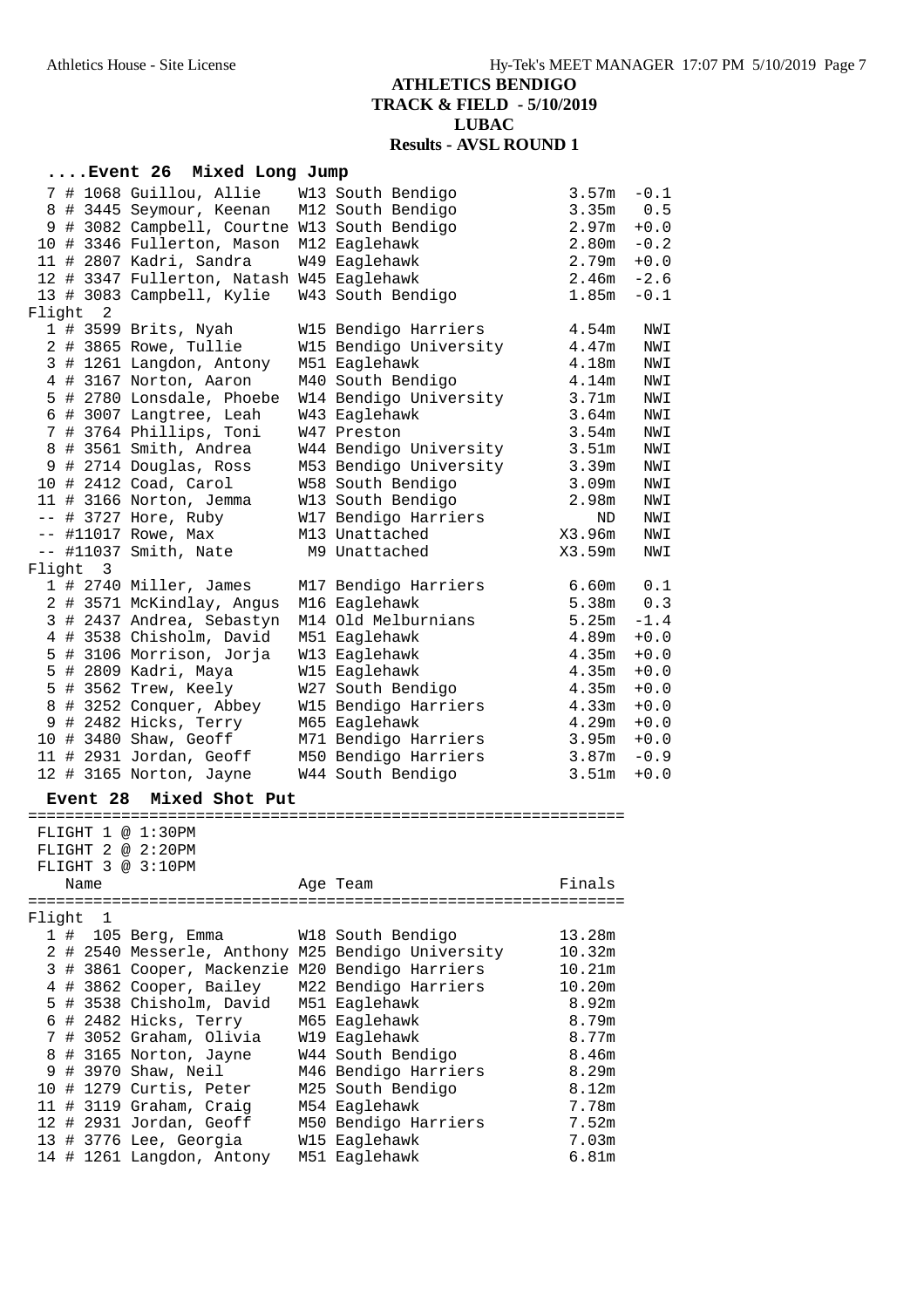# ATHLETICS BENDIGO
## TRACK & FIELD - 5/10/2019
## LUBAC
## Results - AVSL ROUND 1

### ....Event 26 Mixed Long Jump

| Place | # | Comp # | Name | Age | Team | Finals | Wind |
|---|---|---|---|---|---|---|---|
| 7 | # | 1068 | Guillou, Allie | W13 | South Bendigo | 3.57m | -0.1 |
| 8 | # | 3445 | Seymour, Keenan | M12 | South Bendigo | 3.35m | 0.5 |
| 9 | # | 3082 | Campbell, Courtne | W13 | South Bendigo | 2.97m | +0.0 |
| 10 | # | 3346 | Fullerton, Mason | M12 | Eaglehawk | 2.80m | -0.2 |
| 11 | # | 2807 | Kadri, Sandra | W49 | Eaglehawk | 2.79m | +0.0 |
| 12 | # | 3347 | Fullerton, Natash | W45 | Eaglehawk | 2.46m | -2.6 |
| 13 | # | 3083 | Campbell, Kylie | W43 | South Bendigo | 1.85m | -0.1 |
| **Flight 2** | | | | | | | |
| 1 | # | 3599 | Brits, Nyah | W15 | Bendigo Harriers | 4.54m | NWI |
| 2 | # | 3865 | Rowe, Tullie | W15 | Bendigo University | 4.47m | NWI |
| 3 | # | 1261 | Langdon, Antony | M51 | Eaglehawk | 4.18m | NWI |
| 4 | # | 3167 | Norton, Aaron | M40 | South Bendigo | 4.14m | NWI |
| 5 | # | 2780 | Lonsdale, Phoebe | W14 | Bendigo University | 3.71m | NWI |
| 6 | # | 3007 | Langtree, Leah | W43 | Eaglehawk | 3.64m | NWI |
| 7 | # | 3764 | Phillips, Toni | W47 | Preston | 3.54m | NWI |
| 8 | # | 3561 | Smith, Andrea | W44 | Bendigo University | 3.51m | NWI |
| 9 | # | 2714 | Douglas, Ross | M53 | Bendigo University | 3.39m | NWI |
| 10 | # | 2412 | Coad, Carol | W58 | South Bendigo | 3.09m | NWI |
| 11 | # | 3166 | Norton, Jemma | W13 | South Bendigo | 2.98m | NWI |
| -- | # | 3727 | Hore, Ruby | W17 | Bendigo Harriers | ND | NWI |
| -- | # | 11017 | Rowe, Max | M13 | Unattached | X3.96m | NWI |
| -- | # | 11037 | Smith, Nate | M9 | Unattached | X3.59m | NWI |
| **Flight 3** | | | | | | | |
| 1 | # | 2740 | Miller, James | M17 | Bendigo Harriers | 6.60m | 0.1 |
| 2 | # | 3571 | McKindlay, Angus | M16 | Eaglehawk | 5.38m | 0.3 |
| 3 | # | 2437 | Andrea, Sebastyn | M14 | Old Melburnians | 5.25m | -1.4 |
| 4 | # | 3538 | Chisholm, David | M51 | Eaglehawk | 4.89m | +0.0 |
| 5 | # | 3106 | Morrison, Jorja | W13 | Eaglehawk | 4.35m | +0.0 |
| 5 | # | 2809 | Kadri, Maya | W15 | Eaglehawk | 4.35m | +0.0 |
| 5 | # | 3562 | Trew, Keely | W27 | South Bendigo | 4.35m | +0.0 |
| 8 | # | 3252 | Conquer, Abbey | W15 | Bendigo Harriers | 4.33m | +0.0 |
| 9 | # | 2482 | Hicks, Terry | M65 | Eaglehawk | 4.29m | +0.0 |
| 10 | # | 3480 | Shaw, Geoff | M71 | Bendigo Harriers | 3.95m | +0.0 |
| 11 | # | 2931 | Jordan, Geoff | M50 | Bendigo Harriers | 3.87m | -0.9 |
| 12 | # | 3165 | Norton, Jayne | W44 | South Bendigo | 3.51m | +0.0 |

### Event 28 Mixed Shot Put

FLIGHT 1 @ 1:30PM
FLIGHT 2 @ 2:20PM
FLIGHT 3 @ 3:10PM

| Place | # | Comp # | Name | Age | Team | Finals |
|---|---|---|---|---|---|---|
| **Flight 1** | | | | | | |
| 1 | # | 105 | Berg, Emma | W18 | South Bendigo | 13.28m |
| 2 | # | 2540 | Messerle, Anthony | M25 | Bendigo University | 10.32m |
| 3 | # | 3861 | Cooper, Mackenzie | M20 | Bendigo Harriers | 10.21m |
| 4 | # | 3862 | Cooper, Bailey | M22 | Bendigo Harriers | 10.20m |
| 5 | # | 3538 | Chisholm, David | M51 | Eaglehawk | 8.92m |
| 6 | # | 2482 | Hicks, Terry | M65 | Eaglehawk | 8.79m |
| 7 | # | 3052 | Graham, Olivia | W19 | Eaglehawk | 8.77m |
| 8 | # | 3165 | Norton, Jayne | W44 | South Bendigo | 8.46m |
| 9 | # | 3970 | Shaw, Neil | M46 | Bendigo Harriers | 8.29m |
| 10 | # | 1279 | Curtis, Peter | M25 | South Bendigo | 8.12m |
| 11 | # | 3119 | Graham, Craig | M54 | Eaglehawk | 7.78m |
| 12 | # | 2931 | Jordan, Geoff | M50 | Bendigo Harriers | 7.52m |
| 13 | # | 3776 | Lee, Georgia | W15 | Eaglehawk | 7.03m |
| 14 | # | 1261 | Langdon, Antony | M51 | Eaglehawk | 6.81m |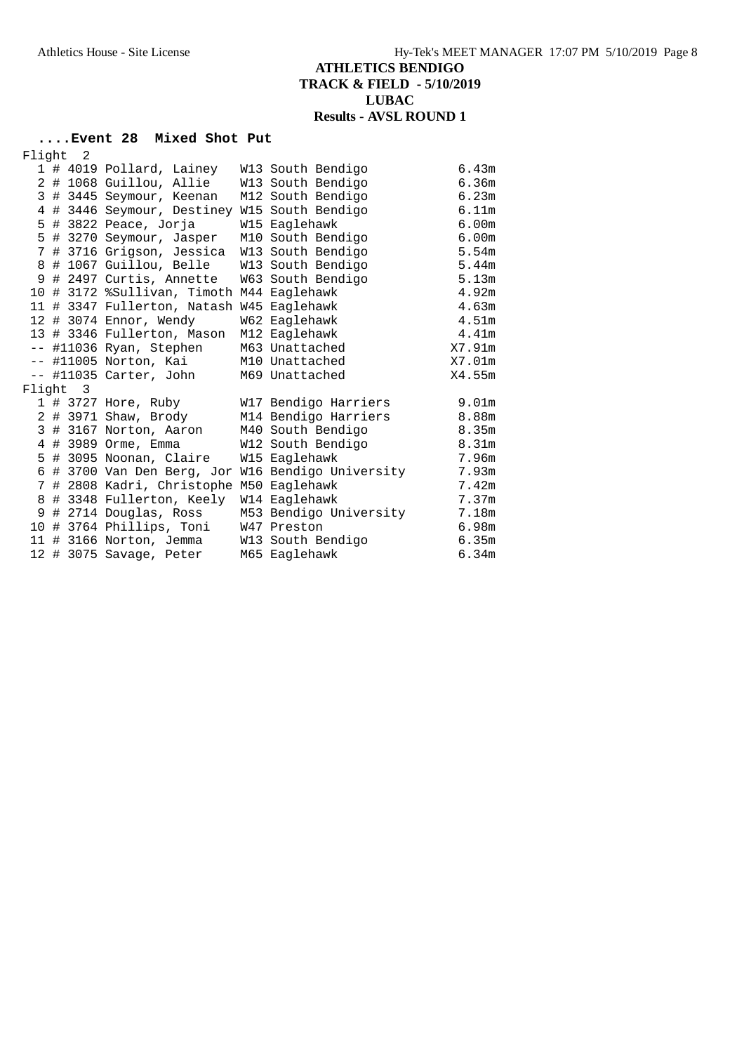## ATHLETICS BENDIGO
## TRACK & FIELD - 5/10/2019
## LUBAC
## Results - AVSL ROUND 1

### ....Event 28 Mixed Shot Put

Flight 2

| | | | | |
|---|---|---|---|---|
| 1 | # 4019 | Pollard, Lainey | W13 South Bendigo | 6.43m |
| 2 | # 1068 | Guillou, Allie | W13 South Bendigo | 6.36m |
| 3 | # 3445 | Seymour, Keenan | M12 South Bendigo | 6.23m |
| 4 | # 3446 | Seymour, Destiney | W15 South Bendigo | 6.11m |
| 5 | # 3822 | Peace, Jorja | W15 Eaglehawk | 6.00m |
| 5 | # 3270 | Seymour, Jasper | M10 South Bendigo | 6.00m |
| 7 | # 3716 | Grigson, Jessica | W13 South Bendigo | 5.54m |
| 8 | # 1067 | Guillou, Belle | W13 South Bendigo | 5.44m |
| 9 | # 2497 | Curtis, Annette | W63 South Bendigo | 5.13m |
| 10 | # 3172 | %Sullivan, Timoth | M44 Eaglehawk | 4.92m |
| 11 | # 3347 | Fullerton, Natash | W45 Eaglehawk | 4.63m |
| 12 | # 3074 | Ennor, Wendy | W62 Eaglehawk | 4.51m |
| 13 | # 3346 | Fullerton, Mason | M12 Eaglehawk | 4.41m |
| -- | #11036 | Ryan, Stephen | M63 Unattached | X7.91m |
| -- | #11005 | Norton, Kai | M10 Unattached | X7.01m |
| -- | #11035 | Carter, John | M69 Unattached | X4.55m |

Flight 3

| | | | | |
|---|---|---|---|---|
| 1 | # 3727 | Hore, Ruby | W17 Bendigo Harriers | 9.01m |
| 2 | # 3971 | Shaw, Brody | M14 Bendigo Harriers | 8.88m |
| 3 | # 3167 | Norton, Aaron | M40 South Bendigo | 8.35m |
| 4 | # 3989 | Orme, Emma | W12 South Bendigo | 8.31m |
| 5 | # 3095 | Noonan, Claire | W15 Eaglehawk | 7.96m |
| 6 | # 3700 | Van Den Berg, Jor | W16 Bendigo University | 7.93m |
| 7 | # 2808 | Kadri, Christophe | M50 Eaglehawk | 7.42m |
| 8 | # 3348 | Fullerton, Keely | W14 Eaglehawk | 7.37m |
| 9 | # 2714 | Douglas, Ross | M53 Bendigo University | 7.18m |
| 10 | # 3764 | Phillips, Toni | W47 Preston | 6.98m |
| 11 | # 3166 | Norton, Jemma | W13 South Bendigo | 6.35m |
| 12 | # 3075 | Savage, Peter | M65 Eaglehawk | 6.34m |